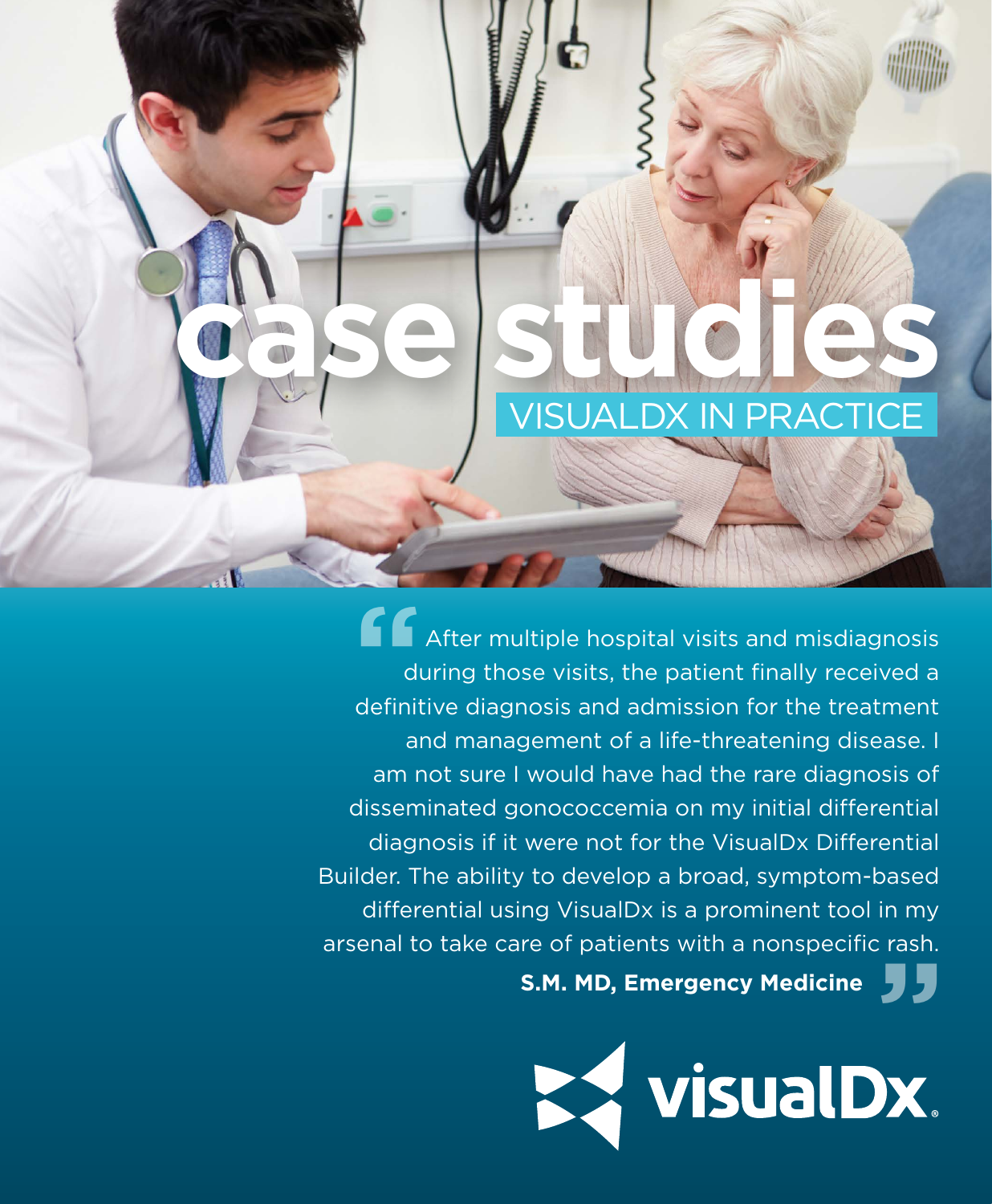# case studies

## VISUALDX IN PRACTICE

> After multiple hospital visits and misdiagnosis during those visits, the patient finally received a definitive diagnosis and admission for the treatment and management of a life-threatening disease. I am not sure I would have had the rare diagnosis of disseminated gonococcemia on my initial differential diagnosis if it were not for the VisualDx Differential Builder. The ability to develop a broad, symptom-based differential using VisualDx is a prominent tool in my arsenal to take care of patients with a nonspecific rash.
>
> **S.M. MD, Emergency Medicine**

visualDx®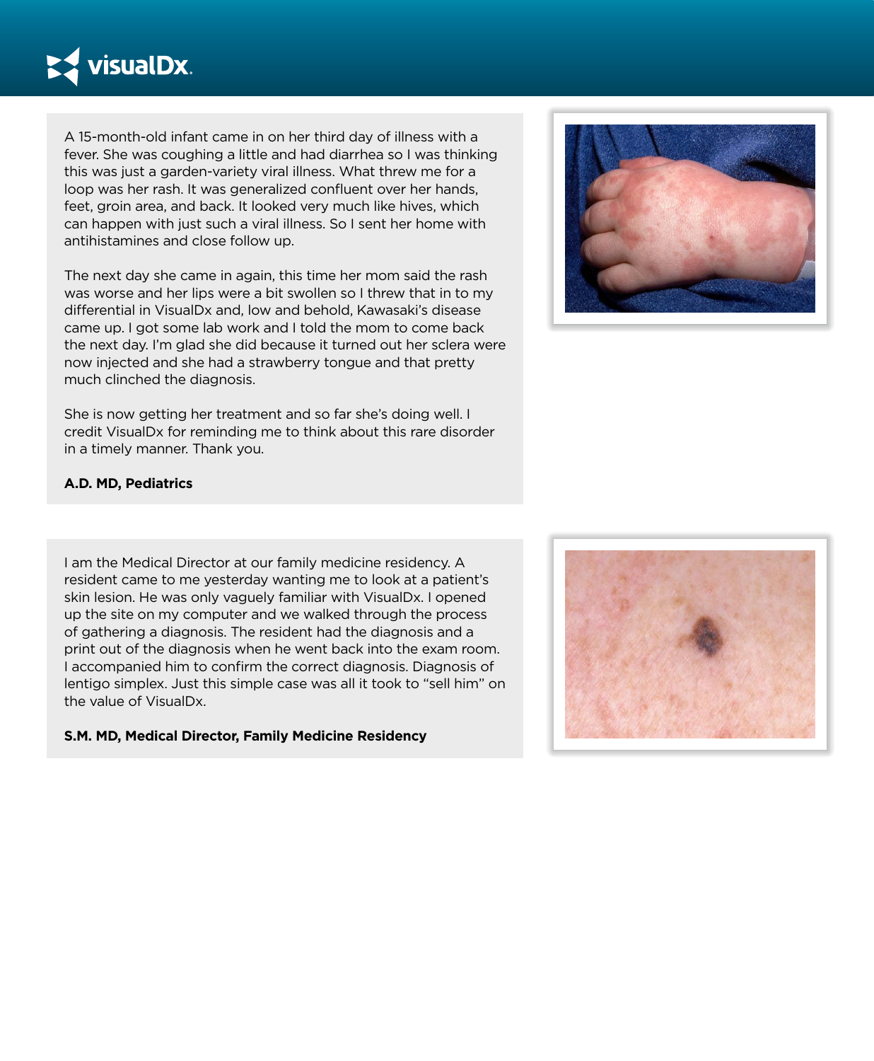A 15-month-old infant came in on her third day of illness with a fever. She was coughing a little and had diarrhea so I was thinking this was just a garden-variety viral illness. What threw me for a loop was her rash. It was generalized confluent over her hands, feet, groin area, and back. It looked very much like hives, which can happen with just such a viral illness. So I sent her home with antihistamines and close follow up.

The next day she came in again, this time her mom said the rash was worse and her lips were a bit swollen so I threw that in to my differential in VisualDx and, low and behold, Kawasaki's disease came up. I got some lab work and I told the mom to come back the next day. I'm glad she did because it turned out her sclera were now injected and she had a strawberry tongue and that pretty much clinched the diagnosis.

She is now getting her treatment and so far she's doing well. I credit VisualDx for reminding me to think about this rare disorder in a timely manner. Thank you.

**A.D. MD, Pediatrics**

I am the Medical Director at our family medicine residency. A resident came to me yesterday wanting me to look at a patient's skin lesion. He was only vaguely familiar with VisualDx. I opened up the site on my computer and we walked through the process of gathering a diagnosis. The resident had the diagnosis and a print out of the diagnosis when he went back into the exam room. I accompanied him to confirm the correct diagnosis. Diagnosis of lentigo simplex. Just this simple case was all it took to "sell him" on the value of VisualDx.

**S.M. MD, Medical Director, Family Medicine Residency**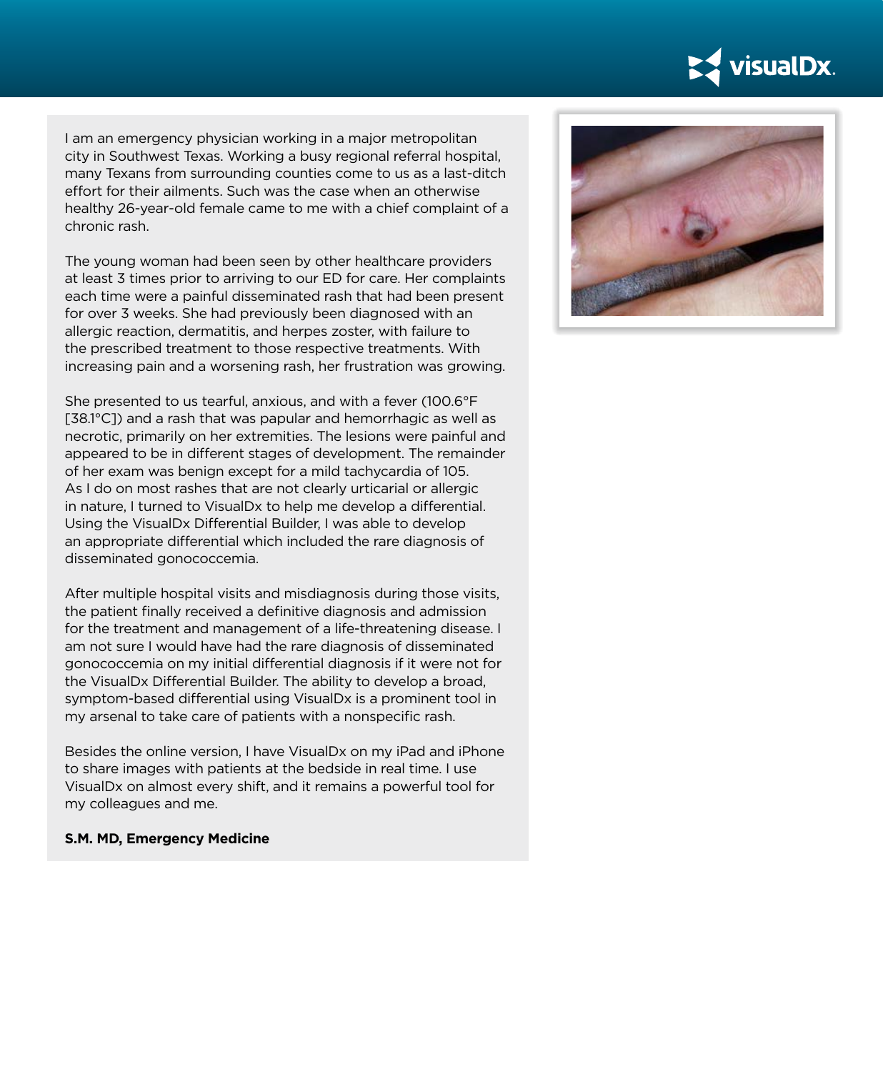I am an emergency physician working in a major metropolitan city in Southwest Texas. Working a busy regional referral hospital, many Texans from surrounding counties come to us as a last-ditch effort for their ailments. Such was the case when an otherwise healthy 26-year-old female came to me with a chief complaint of a chronic rash.

The young woman had been seen by other healthcare providers at least 3 times prior to arriving to our ED for care. Her complaints each time were a painful disseminated rash that had been present for over 3 weeks. She had previously been diagnosed with an allergic reaction, dermatitis, and herpes zoster, with failure to the prescribed treatment to those respective treatments. With increasing pain and a worsening rash, her frustration was growing.

She presented to us tearful, anxious, and with a fever (100.6°F [38.1°C]) and a rash that was papular and hemorrhagic as well as necrotic, primarily on her extremities. The lesions were painful and appeared to be in different stages of development. The remainder of her exam was benign except for a mild tachycardia of 105. As I do on most rashes that are not clearly urticarial or allergic in nature, I turned to VisualDx to help me develop a differential. Using the VisualDx Differential Builder, I was able to develop an appropriate differential which included the rare diagnosis of disseminated gonococcemia.

After multiple hospital visits and misdiagnosis during those visits, the patient finally received a definitive diagnosis and admission for the treatment and management of a life-threatening disease. I am not sure I would have had the rare diagnosis of disseminated gonococcemia on my initial differential diagnosis if it were not for the VisualDx Differential Builder. The ability to develop a broad, symptom-based differential using VisualDx is a prominent tool in my arsenal to take care of patients with a nonspecific rash.

Besides the online version, I have VisualDx on my iPad and iPhone to share images with patients at the bedside in real time. I use VisualDx on almost every shift, and it remains a powerful tool for my colleagues and me.

**S.M. MD, Emergency Medicine**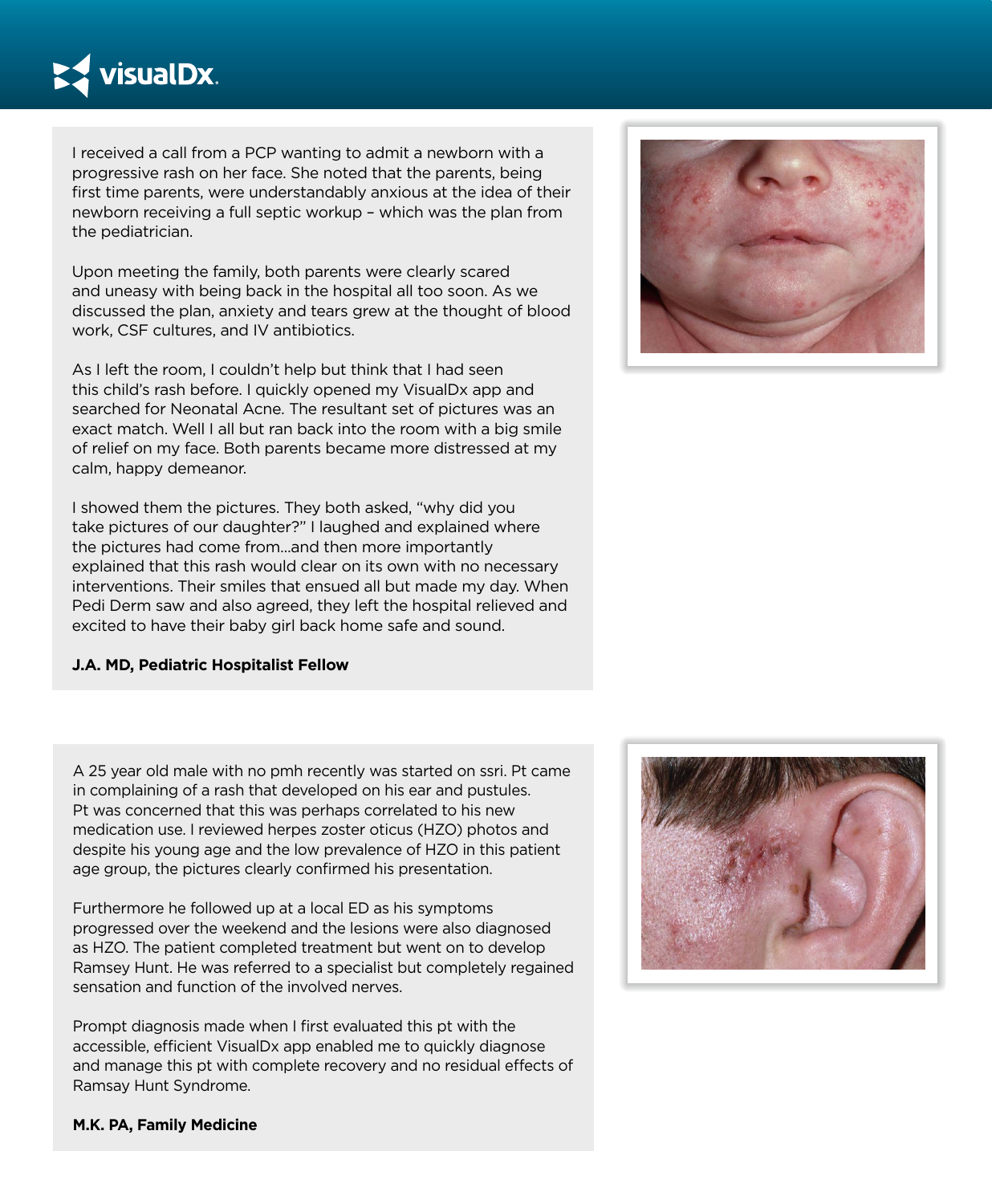I received a call from a PCP wanting to admit a newborn with a progressive rash on her face. She noted that the parents, being first time parents, were understandably anxious at the idea of their newborn receiving a full septic workup – which was the plan from the pediatrician.

Upon meeting the family, both parents were clearly scared and uneasy with being back in the hospital all too soon. As we discussed the plan, anxiety and tears grew at the thought of blood work, CSF cultures, and IV antibiotics.

As I left the room, I couldn't help but think that I had seen this child's rash before. I quickly opened my VisualDx app and searched for Neonatal Acne. The resultant set of pictures was an exact match. Well I all but ran back into the room with a big smile of relief on my face. Both parents became more distressed at my calm, happy demeanor.

I showed them the pictures. They both asked, "why did you take pictures of our daughter?" I laughed and explained where the pictures had come from...and then more importantly explained that this rash would clear on its own with no necessary interventions. Their smiles that ensued all but made my day. When Pedi Derm saw and also agreed, they left the hospital relieved and excited to have their baby girl back home safe and sound.

**J.A. MD, Pediatric Hospitalist Fellow**

A 25 year old male with no pmh recently was started on ssri. Pt came in complaining of a rash that developed on his ear and pustules. Pt was concerned that this was perhaps correlated to his new medication use. I reviewed herpes zoster oticus (HZO) photos and despite his young age and the low prevalence of HZO in this patient age group, the pictures clearly confirmed his presentation.

Furthermore he followed up at a local ED as his symptoms progressed over the weekend and the lesions were also diagnosed as HZO. The patient completed treatment but went on to develop Ramsey Hunt. He was referred to a specialist but completely regained sensation and function of the involved nerves.

Prompt diagnosis made when I first evaluated this pt with the accessible, efficient VisualDx app enabled me to quickly diagnose and manage this pt with complete recovery and no residual effects of Ramsay Hunt Syndrome.

**M.K. PA, Family Medicine**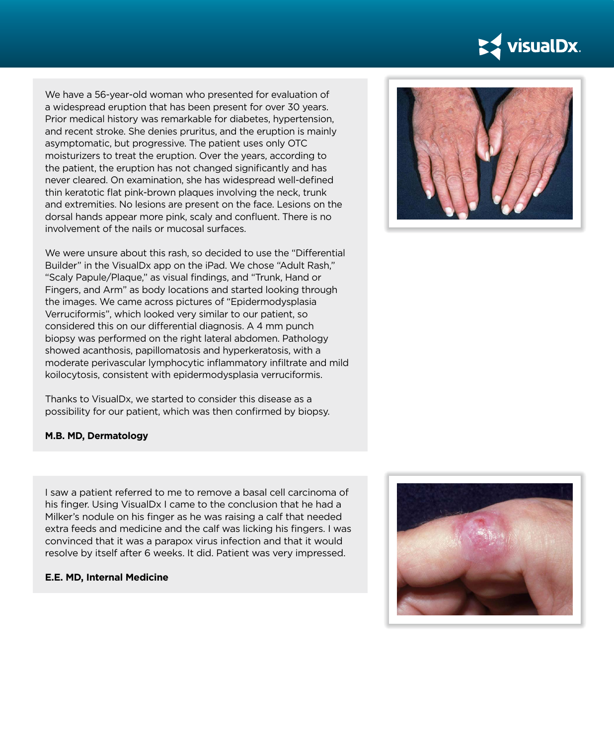We have a 56-year-old woman who presented for evaluation of a widespread eruption that has been present for over 30 years. Prior medical history was remarkable for diabetes, hypertension, and recent stroke. She denies pruritus, and the eruption is mainly asymptomatic, but progressive. The patient uses only OTC moisturizers to treat the eruption. Over the years, according to the patient, the eruption has not changed significantly and has never cleared. On examination, she has widespread well-defined thin keratotic flat pink-brown plaques involving the neck, trunk and extremities. No lesions are present on the face. Lesions on the dorsal hands appear more pink, scaly and confluent. There is no involvement of the nails or mucosal surfaces.

We were unsure about this rash, so decided to use the "Differential Builder" in the VisualDx app on the iPad. We chose "Adult Rash," "Scaly Papule/Plaque," as visual findings, and "Trunk, Hand or Fingers, and Arm" as body locations and started looking through the images. We came across pictures of "Epidermodysplasia Verruciformis", which looked very similar to our patient, so considered this on our differential diagnosis. A 4 mm punch biopsy was performed on the right lateral abdomen. Pathology showed acanthosis, papillomatosis and hyperkeratosis, with a moderate perivascular lymphocytic inflammatory infiltrate and mild koilocytosis, consistent with epidermodysplasia verruciformis.

Thanks to VisualDx, we started to consider this disease as a possibility for our patient, which was then confirmed by biopsy.

**M.B. MD, Dermatology**

I saw a patient referred to me to remove a basal cell carcinoma of his finger. Using VisualDx I came to the conclusion that he had a Milker's nodule on his finger as he was raising a calf that needed extra feeds and medicine and the calf was licking his fingers. I was convinced that it was a parapox virus infection and that it would resolve by itself after 6 weeks. It did. Patient was very impressed.

**E.E. MD, Internal Medicine**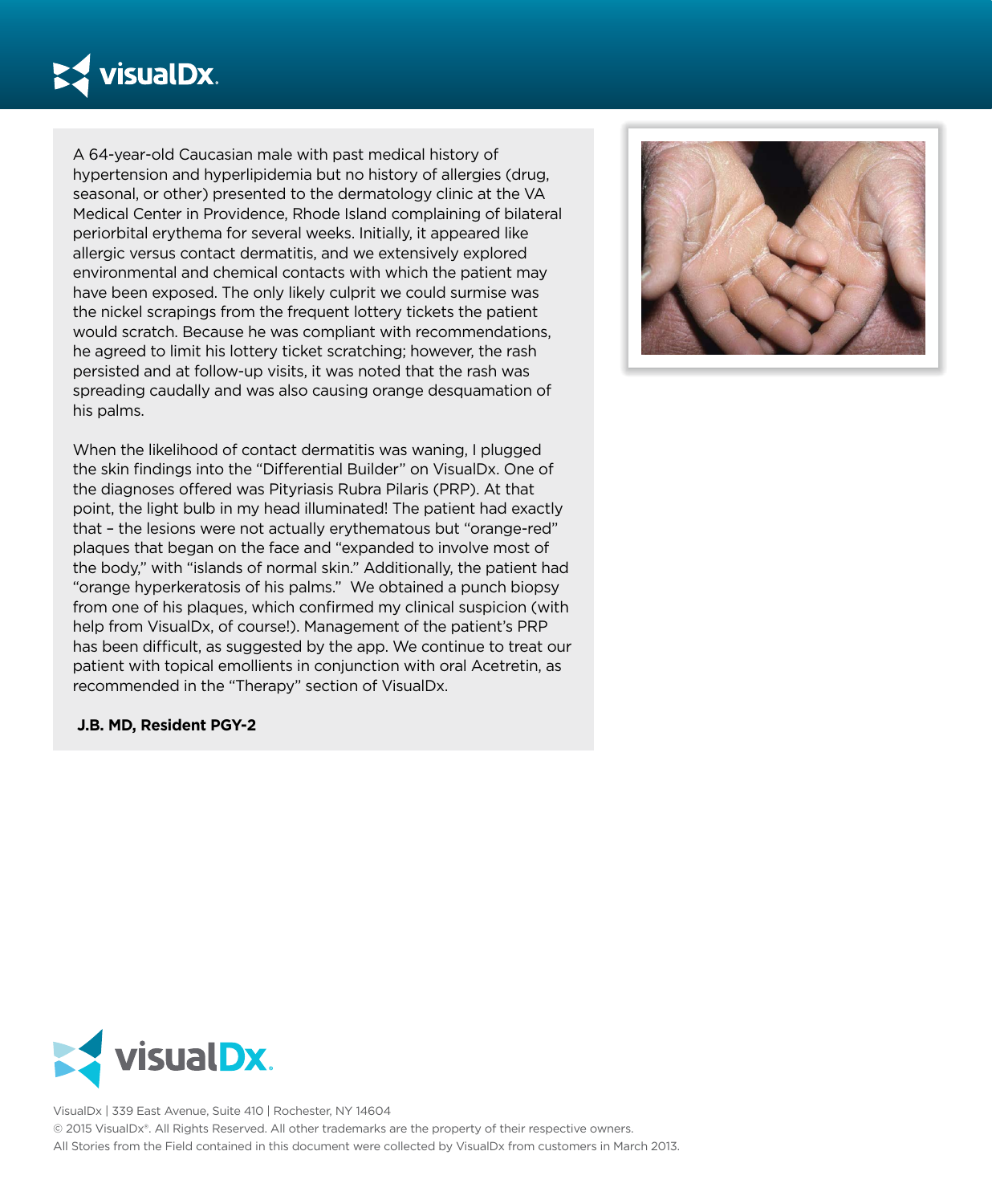A 64-year-old Caucasian male with past medical history of hypertension and hyperlipidemia but no history of allergies (drug, seasonal, or other) presented to the dermatology clinic at the VA Medical Center in Providence, Rhode Island complaining of bilateral periorbital erythema for several weeks. Initially, it appeared like allergic versus contact dermatitis, and we extensively explored environmental and chemical contacts with which the patient may have been exposed. The only likely culprit we could surmise was the nickel scrapings from the frequent lottery tickets the patient would scratch. Because he was compliant with recommendations, he agreed to limit his lottery ticket scratching; however, the rash persisted and at follow-up visits, it was noted that the rash was spreading caudally and was also causing orange desquamation of his palms.

When the likelihood of contact dermatitis was waning, I plugged the skin findings into the "Differential Builder" on VisualDx. One of the diagnoses offered was Pityriasis Rubra Pilaris (PRP). At that point, the light bulb in my head illuminated! The patient had exactly that – the lesions were not actually erythematous but "orange-red" plaques that began on the face and "expanded to involve most of the body," with "islands of normal skin." Additionally, the patient had "orange hyperkeratosis of his palms." We obtained a punch biopsy from one of his plaques, which confirmed my clinical suspicion (with help from VisualDx, of course!). Management of the patient's PRP has been difficult, as suggested by the app. We continue to treat our patient with topical emollients in conjunction with oral Acetretin, as recommended in the "Therapy" section of VisualDx.

**J.B. MD, Resident PGY-2**

VisualDx | 339 East Avenue, Suite 410 | Rochester, NY 14604

© 2015 VisualDx®. All Rights Reserved. All other trademarks are the property of their respective owners.

All Stories from the Field contained in this document were collected by VisualDx from customers in March 2013.